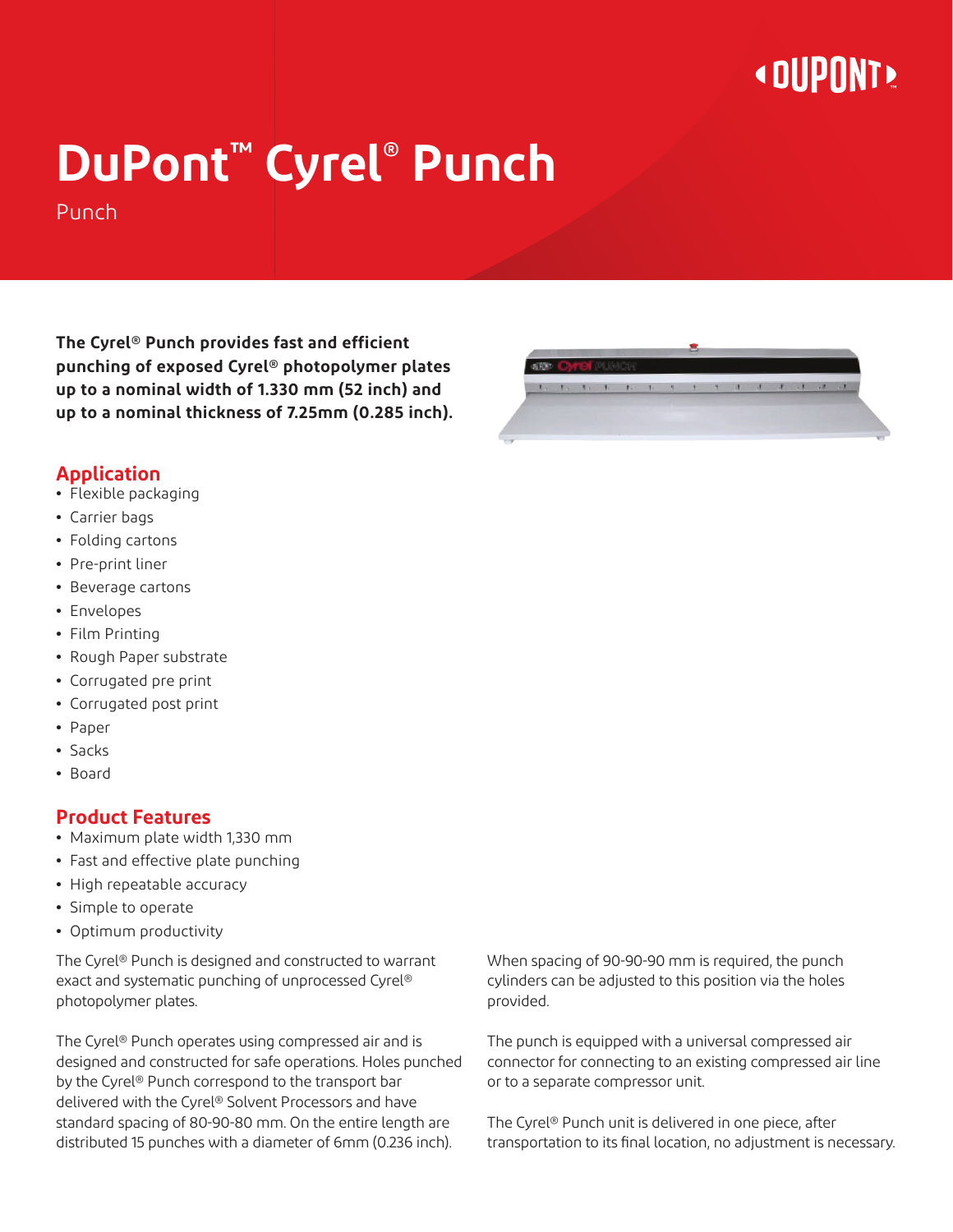# DuPont™ Cyrel® Punch

Punch

**The Cyrel® Punch provides fast and efficient punching of exposed Cyrel® photopolymer plates up to a nominal width of 1.330 mm (52 inch) and up to a nominal thickness of 7.25mm (0.285 inch).**

## Application

- Flexible packaging
- Carrier bags
- Folding cartons
- Pre-print liner
- Beverage cartons
- Envelopes
- Film Printing
- Rough Paper substrate
- Corrugated pre print
- Corrugated post print
- Paper
- Sacks
- Board

## Product Features

- Maximum plate width 1,330 mm
- Fast and effective plate punching
- High repeatable accuracy
- Simple to operate
- Optimum productivity

The Cyrel® Punch is designed and constructed to warrant exact and systematic punching of unprocessed Cyrel® photopolymer plates.

The Cyrel® Punch operates using compressed air and is designed and constructed for safe operations. Holes punched by the Cyrel® Punch correspond to the transport bar delivered with the Cyrel® Solvent Processors and have standard spacing of 80-90-80 mm. On the entire length are distributed 15 punches with a diameter of 6mm (0.236 inch).

When spacing of 90-90-90 mm is required, the punch cylinders can be adjusted to this position via the holes provided.

The punch is equipped with a universal compressed air connector for connecting to an existing compressed air line or to a separate compressor unit.

The Cyrel® Punch unit is delivered in one piece, after transportation to its final location, no adjustment is necessary.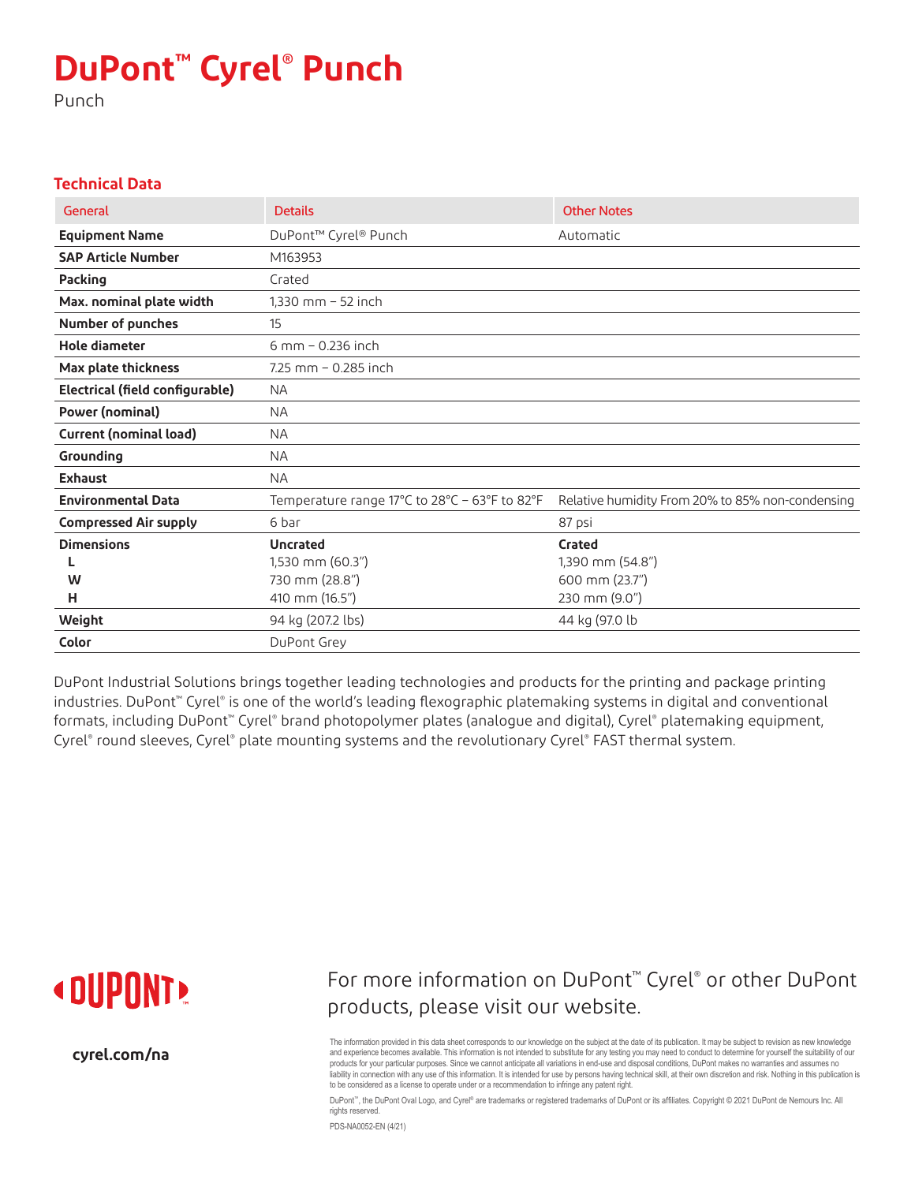# DuPont™ Cyrel® Punch

Punch

## Technical Data

| General | Details | Other Notes |
|---|---|---|
| **Equipment Name** | DuPont™ Cyrel® Punch | Automatic |
| **SAP Article Number** | M163953 | |
| **Packing** | Crated | |
| **Max. nominal plate width** | 1,330 mm – 52 inch | |
| **Number of punches** | 15 | |
| **Hole diameter** | 6 mm – 0.236 inch | |
| **Max plate thickness** | 7.25 mm – 0.285 inch | |
| **Electrical (field configurable)** | NA | |
| **Power (nominal)** | NA | |
| **Current (nominal load)** | NA | |
| **Grounding** | NA | |
| **Exhaust** | NA | |
| **Environmental Data** | Temperature range 17°C to 28°C – 63°F to 82°F | Relative humidity From 20% to 85% non-condensing |
| **Compressed Air supply** | 6 bar | 87 psi |
| **Dimensions** | **Uncrated** | **Crated** |
| **L** | 1,530 mm (60.3") | 1,390 mm (54.8") |
| **W** | 730 mm (28.8") | 600 mm (23.7") |
| **H** | 410 mm (16.5") | 230 mm (9.0") |
| **Weight** | 94 kg (207.2 lbs) | 44 kg (97.0 lb |
| **Color** | DuPont Grey | |

DuPont Industrial Solutions brings together leading technologies and products for the printing and package printing industries. DuPont™ Cyrel® is one of the world's leading flexographic platemaking systems in digital and conventional formats, including DuPont™ Cyrel® brand photopolymer plates (analogue and digital), Cyrel® platemaking equipment, Cyrel® round sleeves, Cyrel® plate mounting systems and the revolutionary Cyrel® FAST thermal system.

**cyrel.com/na**

For more information on DuPont™ Cyrel® or other DuPont products, please visit our website.

The information provided in this data sheet corresponds to our knowledge on the subject at the date of its publication. It may be subject to revision as new knowledge and experience becomes available. This information is not intended to substitute for any testing you may need to conduct to determine for yourself the suitability of our products for your particular purposes. Since we cannot anticipate all variations in end-use and disposal conditions, DuPont makes no warranties and assumes no liability in connection with any use of this information. It is intended for use by persons having technical skill, at their own discretion and risk. Nothing in this publication is to be considered as a license to operate under or a recommendation to infringe any patent right.

DuPont™, the DuPont Oval Logo, and Cyrel® are trademarks or registered trademarks of DuPont or its affiliates. Copyright © 2021 DuPont de Nemours Inc. All rights reserved.

PDS-NA0052-EN (4/21)